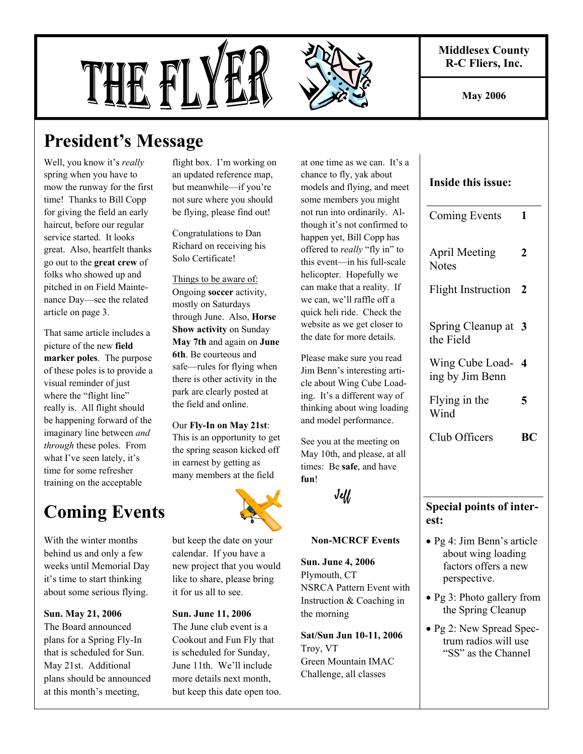# THE FLYER

**Middlesex County R-C Fliers, Inc.**

**May 2006**

## President's Message

Well, you know it's *really* spring when you have to mow the runway for the first time! Thanks to Bill Copp for giving the field an early haircut, before our regular service started. It looks great. Also, heartfelt thanks go out to the **great crew** of folks who showed up and pitched in on Field Maintenance Day—see the related article on page 3.

That same article includes a picture of the new **field marker poles**. The purpose of these poles is to provide a visual reminder of just where the "flight line" really is. All flight should be happening forward of the imaginary line between *and through* these poles. From what I've seen lately, it's time for some refresher training on the acceptable flight box. I'm working on an updated reference map, but meanwhile—if you're not sure where you should be flying, please find out!

Congratulations to Dan Richard on receiving his Solo Certificate!

Things to be aware of: Ongoing **soccer** activity, mostly on Saturdays through June. Also, **Horse Show activity** on Sunday **May 7th** and again on **June 6th**. Be courteous and safe—rules for flying when there is other activity in the park are clearly posted at the field and online.

Our **Fly-In on May 21st**: This is an opportunity to get the spring season kicked off in earnest by getting as many members at the field at one time as we can. It's a chance to fly, yak about models and flying, and meet some members you might not run into ordinarily. Although it's not confirmed to happen yet, Bill Copp has offered to *really* "fly in" to this event—in his full-scale helicopter. Hopefully we can make that a reality. If we can, we'll raffle off a quick heli ride. Check the website as we get closer to the date for more details.

Please make sure you read Jim Benn's interesting article about Wing Cube Loading. It's a different way of thinking about wing loading and model performance.

See you at the meeting on May 10th, and please, at all times: Be **safe**, and have **fun**!

Jeff

## Coming Events

With the winter months behind us and only a few weeks until Memorial Day it's time to start thinking about some serious flying.

**Sun. May 21, 2006**
The Board announced plans for a Spring Fly-In that is scheduled for Sun. May 21st. Additional plans should be announced at this month's meeting, but keep the date on your calendar. If you have a new project that you would like to share, please bring it for us all to see.

**Sun. June 11, 2006**
The June club event is a Cookout and Fun Fly that is scheduled for Sunday, June 11th. We'll include more details next month, but keep this date open too.

**Non-MCRCF Events**

**Sun. June 4, 2006**
Plymouth, CT
NSRCA Pattern Event with Instruction & Coaching in the morning

**Sat/Sun Jun 10-11, 2006**
Troy, VT
Green Mountain IMAC Challenge, all classes

### Inside this issue:

| | |
|---|---|
| Coming Events | 1 |
| April Meeting Notes | 2 |
| Flight Instruction | 2 |
| Spring Cleanup at the Field | 3 |
| Wing Cube Loading by Jim Benn | 4 |
| Flying in the Wind | 5 |
| Club Officers | BC |

### Special points of interest:

- Pg 4: Jim Benn's article about wing loading factors offers a new perspective.
- Pg 3: Photo gallery from the Spring Cleanup
- Pg 2: New Spread Spectrum radios will use "SS" as the Channel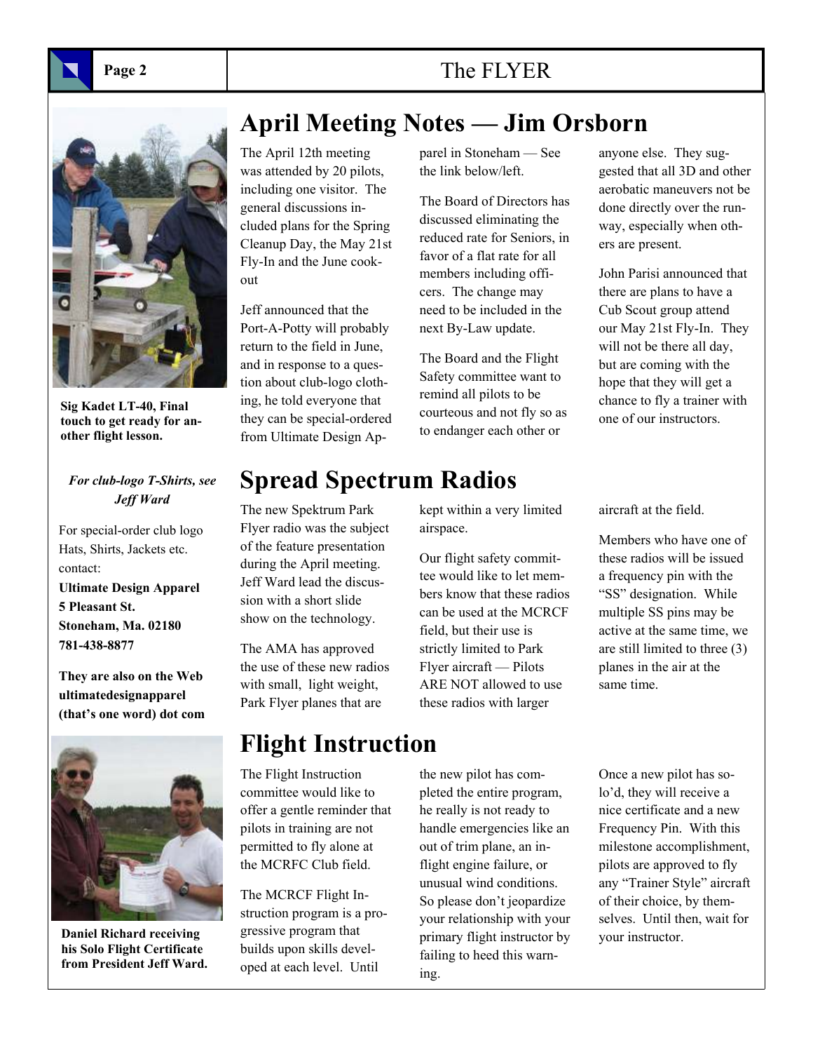## April Meeting Notes — Jim Orsborn

The April 12th meeting was attended by 20 pilots, including one visitor. The general discussions included plans for the Spring Cleanup Day, the May 21st Fly-In and the June cookout

Jeff announced that the Port-A-Potty will probably return to the field in June, and in response to a question about club-logo clothing, he told everyone that they can be special-ordered from Ultimate Design Apparel in Stoneham — See the link below/left.

The Board of Directors has discussed eliminating the reduced rate for Seniors, in favor of a flat rate for all members including officers. The change may need to be included in the next By-Law update.

The Board and the Flight Safety committee want to remind all pilots to be courteous and not fly so as to endanger each other or anyone else. They suggested that all 3D and other aerobatic maneuvers not be done directly over the runway, especially when others are present.

John Parisi announced that there are plans to have a Cub Scout group attend our May 21st Fly-In. They will not be there all day, but are coming with the hope that they will get a chance to fly a trainer with one of our instructors.

**Sig Kadet LT-40, Final touch to get ready for another flight lesson.**

*For club-logo T-Shirts, see Jeff Ward*

For special-order club logo Hats, Shirts, Jackets etc. contact:

**Ultimate Design Apparel**
**5 Pleasant St.**
**Stoneham, Ma. 02180**
**781-438-8877**

**They are also on the Web ultimatedesignapparel (that's one word) dot com**

## Spread Spectrum Radios

The new Spektrum Park Flyer radio was the subject of the feature presentation during the April meeting. Jeff Ward lead the discussion with a short slide show on the technology.

The AMA has approved the use of these new radios with small, light weight, Park Flyer planes that are kept within a very limited airspace.

Our flight safety committee would like to let members know that these radios can be used at the MCRCF field, but their use is strictly limited to Park Flyer aircraft — Pilots ARE NOT allowed to use these radios with larger aircraft at the field.

Members who have one of these radios will be issued a frequency pin with the "SS" designation. While multiple SS pins may be active at the same time, we are still limited to three (3) planes in the air at the same time.

## Flight Instruction

The Flight Instruction committee would like to offer a gentle reminder that pilots in training are not permitted to fly alone at the MCRFC Club field.

The MCRCF Flight Instruction program is a progressive program that builds upon skills developed at each level. Until the new pilot has completed the entire program, he really is not ready to handle emergencies like an out of trim plane, an in-flight engine failure, or unusual wind conditions. So please don't jeopardize your relationship with your primary flight instructor by failing to heed this warning.

Once a new pilot has solo'd, they will receive a nice certificate and a new Frequency Pin. With this milestone accomplishment, pilots are approved to fly any "Trainer Style" aircraft of their choice, by themselves. Until then, wait for your instructor.

**Daniel Richard receiving his Solo Flight Certificate from President Jeff Ward.**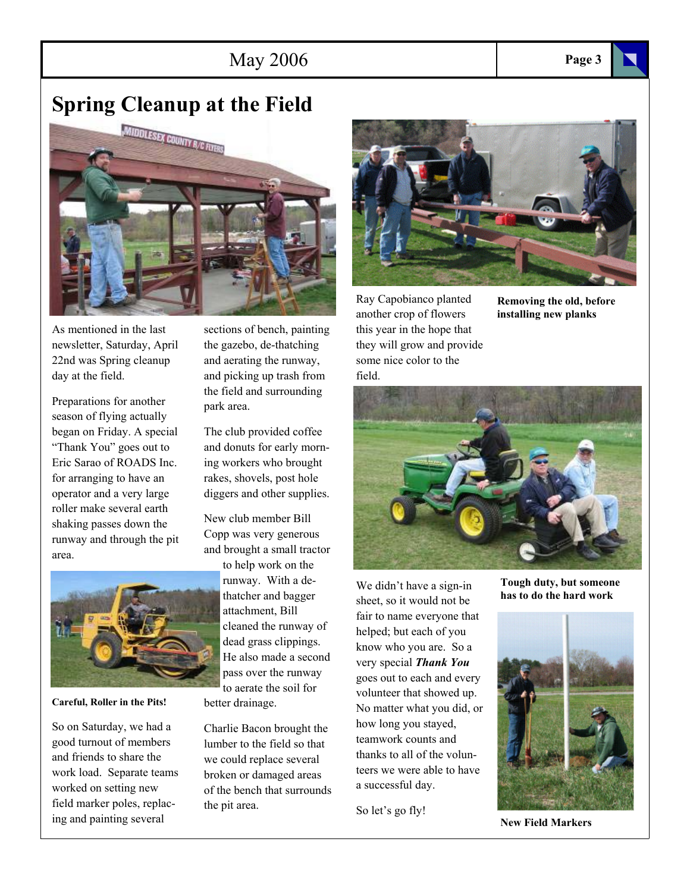# Spring Cleanup at the Field

As mentioned in the last newsletter, Saturday, April 22nd was Spring cleanup day at the field.

Preparations for another season of flying actually began on Friday. A special "Thank You" goes out to Eric Sarao of ROADS Inc. for arranging to have an operator and a very large roller make several earth shaking passes down the runway and through the pit area.

**Careful, Roller in the Pits!**

So on Saturday, we had a good turnout of members and friends to share the work load. Separate teams worked on setting new field marker poles, replacing and painting several sections of bench, painting the gazebo, de-thatching and aerating the runway, and picking up trash from the field and surrounding park area.

The club provided coffee and donuts for early morning workers who brought rakes, shovels, post hole diggers and other supplies.

New club member Bill Copp was very generous and brought a small tractor to help work on the runway. With a de-thatcher and bagger attachment, Bill cleaned the runway of dead grass clippings. He also made a second pass over the runway to aerate the soil for better drainage.

Charlie Bacon brought the lumber to the field so that we could replace several broken or damaged areas of the bench that surrounds the pit area.

Ray Capobianco planted another crop of flowers this year in the hope that they will grow and provide some nice color to the field.

**Removing the old, before installing new planks**

**Tough duty, but someone has to do the hard work**

We didn't have a sign-in sheet, so it would not be fair to name everyone that helped; but each of you know who you are. So a very special ***Thank You*** goes out to each and every volunteer that showed up. No matter what you did, or how long you stayed, teamwork counts and thanks to all of the volunteers we were able to have a successful day.

So let's go fly!

**New Field Markers**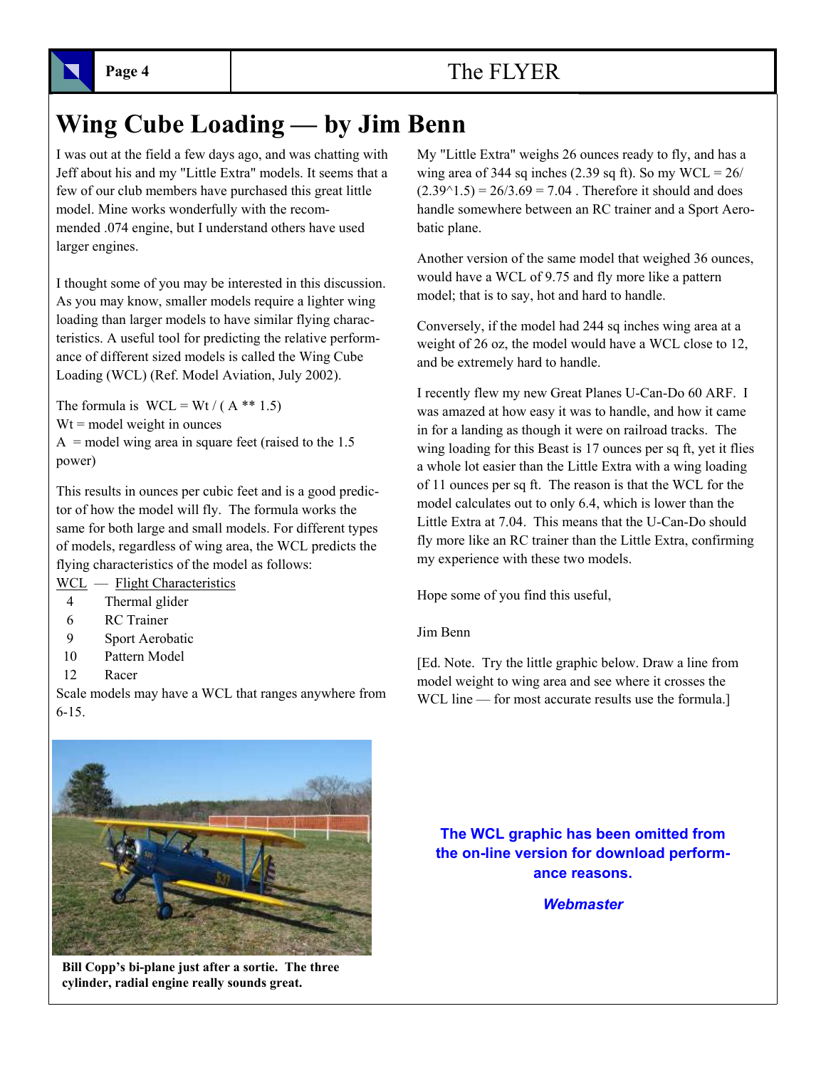# Wing Cube Loading — by Jim Benn

I was out at the field a few days ago, and was chatting with Jeff about his and my "Little Extra" models. It seems that a few of our club members have purchased this great little model. Mine works wonderfully with the recommended .074 engine, but I understand others have used larger engines.

I thought some of you may be interested in this discussion. As you may know, smaller models require a lighter wing loading than larger models to have similar flying characteristics. A useful tool for predicting the relative performance of different sized models is called the Wing Cube Loading (WCL) (Ref. Model Aviation, July 2002).

The formula is WCL = Wt / ( A ** 1.5)
Wt = model weight in ounces
A = model wing area in square feet (raised to the 1.5 power)

This results in ounces per cubic feet and is a good predictor of how the model will fly. The formula works the same for both large and small models. For different types of models, regardless of wing area, the WCL predicts the flying characteristics of the model as follows:

| WCL | Flight Characteristics |
|---|---|
| 4 | Thermal glider |
| 6 | RC Trainer |
| 9 | Sport Aerobatic |
| 10 | Pattern Model |
| 12 | Racer |

Scale models may have a WCL that ranges anywhere from 6-15.

My "Little Extra" weighs 26 ounces ready to fly, and has a wing area of 344 sq inches (2.39 sq ft). So my WCL = 26/(2.39^1.5) = 26/3.69 = 7.04 . Therefore it should and does handle somewhere between an RC trainer and a Sport Aerobatic plane.

Another version of the same model that weighed 36 ounces, would have a WCL of 9.75 and fly more like a pattern model; that is to say, hot and hard to handle.

Conversely, if the model had 244 sq inches wing area at a weight of 26 oz, the model would have a WCL close to 12, and be extremely hard to handle.

I recently flew my new Great Planes U-Can-Do 60 ARF. I was amazed at how easy it was to handle, and how it came in for a landing as though it were on railroad tracks. The wing loading for this Beast is 17 ounces per sq ft, yet it flies a whole lot easier than the Little Extra with a wing loading of 11 ounces per sq ft. The reason is that the WCL for the model calculates out to only 6.4, which is lower than the Little Extra at 7.04. This means that the U-Can-Do should fly more like an RC trainer than the Little Extra, confirming my experience with these two models.

Hope some of you find this useful,

Jim Benn

[Ed. Note. Try the little graphic below. Draw a line from model weight to wing area and see where it crosses the WCL line — for most accurate results use the formula.]

**Bill Copp's bi-plane just after a sortie. The three cylinder, radial engine really sounds great.**

**The WCL graphic has been omitted from the on-line version for download performance reasons.**

***Webmaster***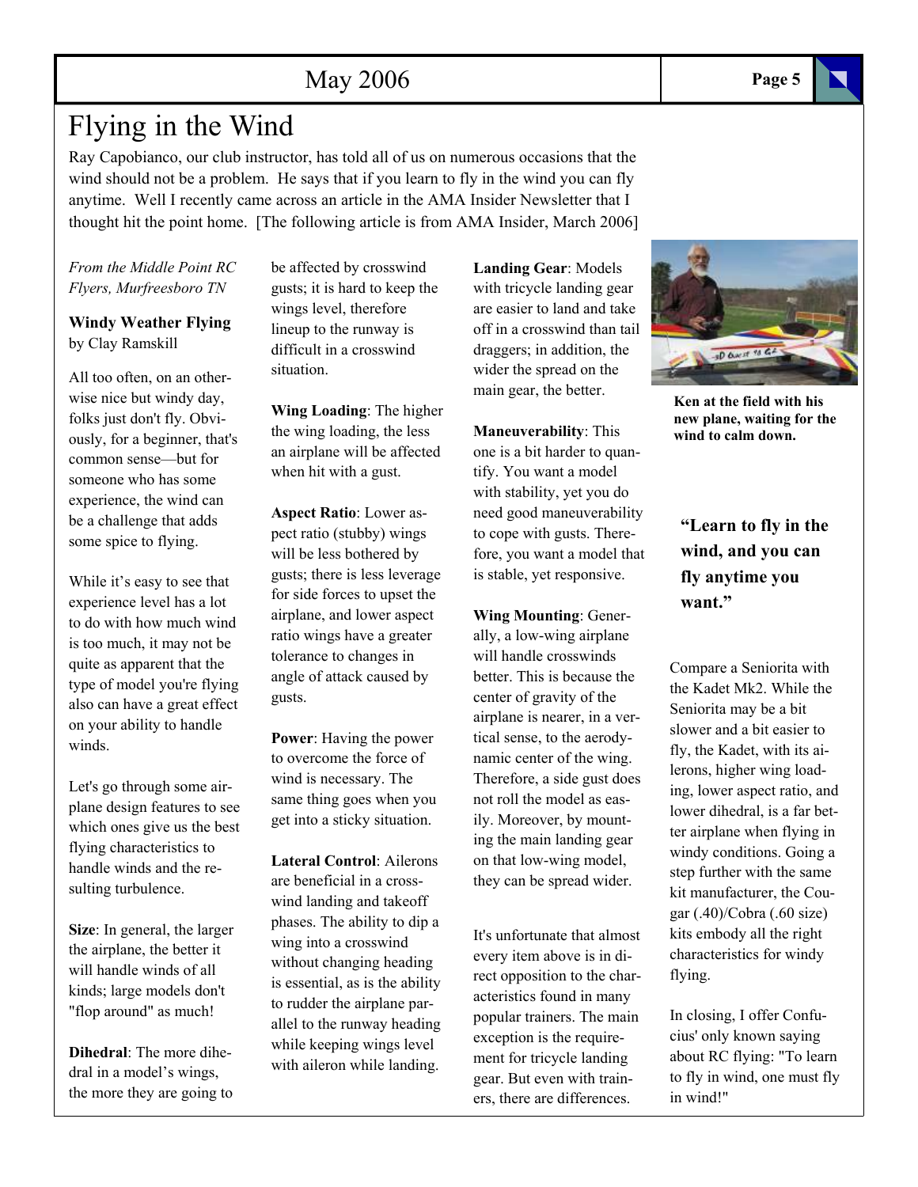# Flying in the Wind

Ray Capobianco, our club instructor, has told all of us on numerous occasions that the wind should not be a problem. He says that if you learn to fly in the wind you can fly anytime. Well I recently came across an article in the AMA Insider Newsletter that I thought hit the point home. [The following article is from AMA Insider, March 2006]

*From the Middle Point RC Flyers, Murfreesboro TN*

**Windy Weather Flying**
by Clay Ramskill

All too often, on an otherwise nice but windy day, folks just don't fly. Obviously, for a beginner, that's common sense—but for someone who has some experience, the wind can be a challenge that adds some spice to flying.

While it's easy to see that experience level has a lot to do with how much wind is too much, it may not be quite as apparent that the type of model you're flying also can have a great effect on your ability to handle winds.

Let's go through some airplane design features to see which ones give us the best flying characteristics to handle winds and the resulting turbulence.

**Size**: In general, the larger the airplane, the better it will handle winds of all kinds; large models don't "flop around" as much!

**Dihedral**: The more dihedral in a model's wings, the more they are going to be affected by crosswind gusts; it is hard to keep the wings level, therefore lineup to the runway is difficult in a crosswind situation.

**Wing Loading**: The higher the wing loading, the less an airplane will be affected when hit with a gust.

**Aspect Ratio**: Lower aspect ratio (stubby) wings will be less bothered by gusts; there is less leverage for side forces to upset the airplane, and lower aspect ratio wings have a greater tolerance to changes in angle of attack caused by gusts.

**Power**: Having the power to overcome the force of wind is necessary. The same thing goes when you get into a sticky situation.

**Lateral Control**: Ailerons are beneficial in a crosswind landing and takeoff phases. The ability to dip a wing into a crosswind without changing heading is essential, as is the ability to rudder the airplane parallel to the runway heading while keeping wings level with aileron while landing.

**Landing Gear**: Models with tricycle landing gear are easier to land and take off in a crosswind than tail draggers; in addition, the wider the spread on the main gear, the better.

**Maneuverability**: This one is a bit harder to quantify. You want a model with stability, yet you do need good maneuverability to cope with gusts. Therefore, you want a model that is stable, yet responsive.

**Wing Mounting**: Generally, a low-wing airplane will handle crosswinds better. This is because the center of gravity of the airplane is nearer, in a vertical sense, to the aerodynamic center of the wing. Therefore, a side gust does not roll the model as easily. Moreover, by mounting the main landing gear on that low-wing model, they can be spread wider.

It's unfortunate that almost every item above is in direct opposition to the characteristics found in many popular trainers. The main exception is the requirement for tricycle landing gear. But even with trainers, there are differences.

**Ken at the field with his new plane, waiting for the wind to calm down.**

**"Learn to fly in the wind, and you can fly anytime you want."**

Compare a Seniorita with the Kadet Mk2. While the Seniorita may be a bit slower and a bit easier to fly, the Kadet, with its ailerons, higher wing loading, lower aspect ratio, and lower dihedral, is a far better airplane when flying in windy conditions. Going a step further with the same kit manufacturer, the Cougar (.40)/Cobra (.60 size) kits embody all the right characteristics for windy flying.

In closing, I offer Confucius' only known saying about RC flying: "To learn to fly in wind, one must fly in wind!"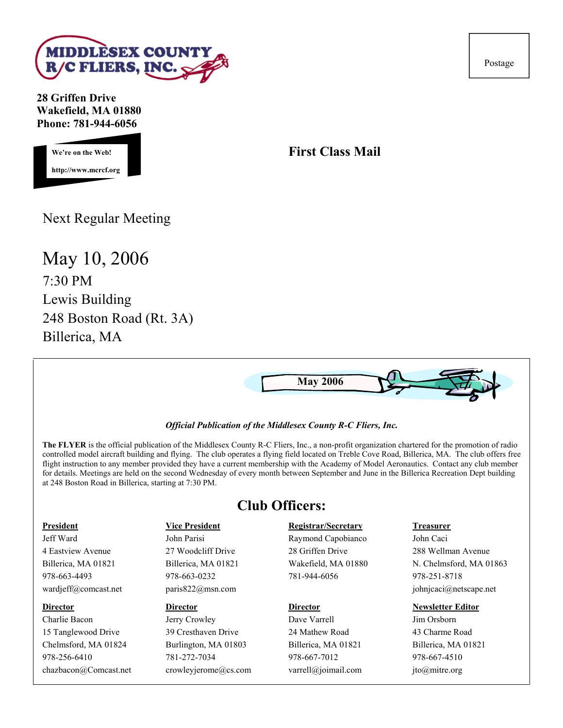MIDDLESEX COUNTY R/C FLIERS, INC.

**28 Griffen Drive**
**Wakefield, MA 01880**
**Phone: 781-944-6056**

Postage

**We're on the Web!**

**http://www.mcrcf.org**

**First Class Mail**

Next Regular Meeting

May 10, 2006

7:30 PM

Lewis Building

248 Boston Road (Rt. 3A)

Billerica, MA

**May 2006**

***Official Publication of the Middlesex County R-C Fliers, Inc.***

**The FLYER** is the official publication of the Middlesex County R-C Fliers, Inc., a non-profit organization chartered for the promotion of radio controlled model aircraft building and flying. The club operates a flying field located on Treble Cove Road, Billerica, MA. The club offers free flight instruction to any member provided they have a current membership with the Academy of Model Aeronautics. Contact any club member for details. Meetings are held on the second Wednesday of every month between September and June in the Billerica Recreation Dept building at 248 Boston Road in Billerica, starting at 7:30 PM.

## Club Officers:

**President**
Jeff Ward
4 Eastview Avenue
Billerica, MA 01821
978-663-4493
wardjeff@comcast.net

**Vice President**
John Parisi
27 Woodcliff Drive
Billerica, MA 01821
978-663-0232
paris822@msn.com

**Registrar/Secretary**
Raymond Capobianco
28 Griffen Drive
Wakefield, MA 01880
781-944-6056

**Treasurer**
John Caci
288 Wellman Avenue
N. Chelmsford, MA 01863
978-251-8718
johnjcaci@netscape.net

**Director**
Charlie Bacon
15 Tanglewood Drive
Chelmsford, MA 01824
978-256-6410
chazbacon@Comcast.net

**Director**
Jerry Crowley
39 Cresthaven Drive
Burlington, MA 01803
781-272-7034
crowleyjerome@cs.com

**Director**
Dave Varrell
24 Mathew Road
Billerica, MA 01821
978-667-7012
varrell@joimail.com

**Newsletter Editor**
Jim Orsborn
43 Charme Road
Billerica, MA 01821
978-667-4510
jto@mitre.org